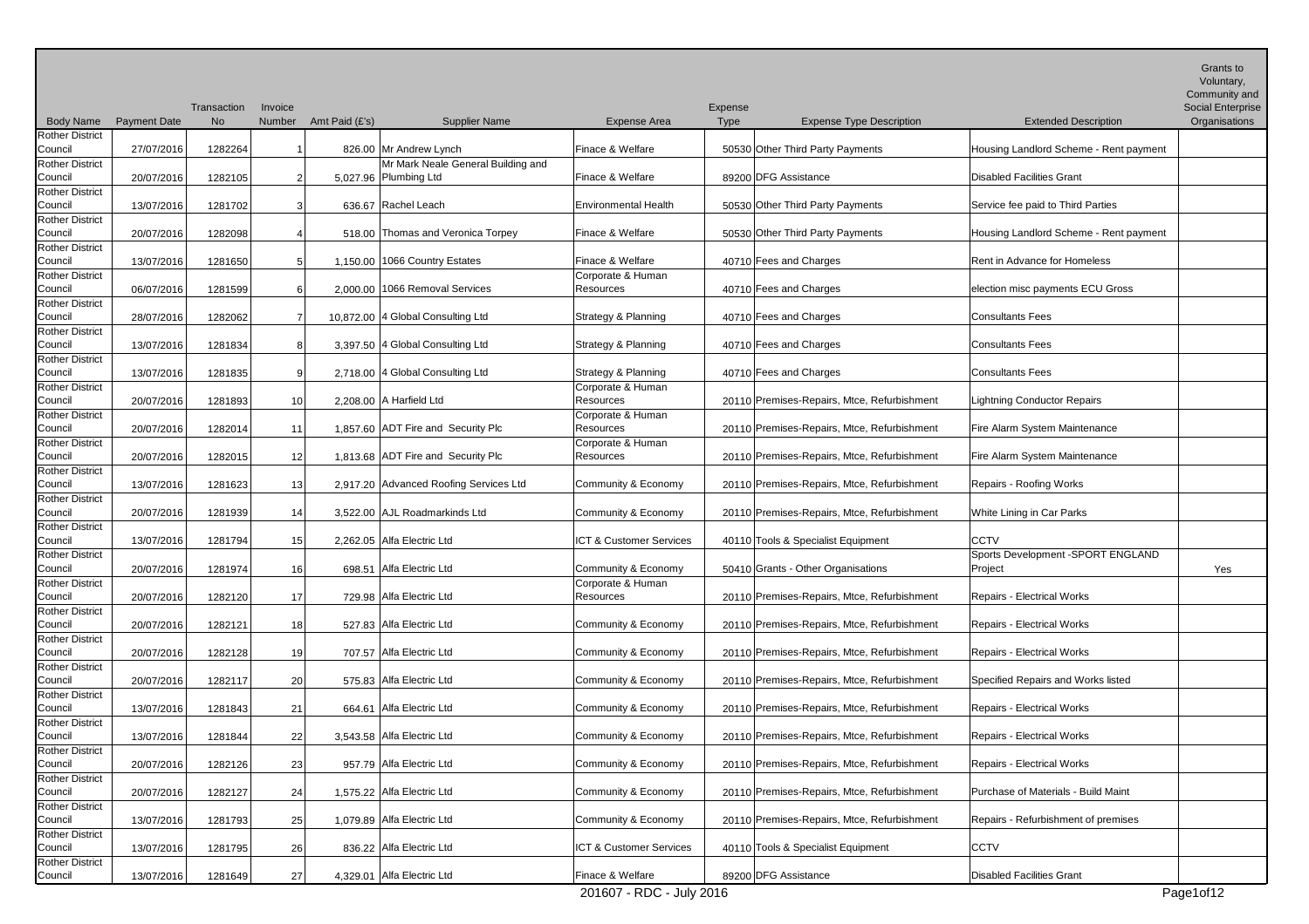| Body Name | Payment Date | Transaction No | Invoice Number | Amt Paid (£'s) | Supplier Name | Expense Area | Expense Type | Expense Type Description | Extended Description | Grants to Voluntary, Community and Social Enterprise Organisations |
|---|---|---|---|---|---|---|---|---|---|---|
| Rother District Council | 27/07/2016 | 1282264 | 1 | 826.00 | Mr Andrew Lynch | Finace & Welfare | 50530 | Other Third Party Payments | Housing Landlord Scheme - Rent payment | |
| Rother District Council | 20/07/2016 | 1282105 | 2 | 5,027.96 | Mr Mark Neale General Building and Plumbing Ltd | Finace & Welfare | 89200 | DFG Assistance | Disabled Facilities Grant | |
| Rother District Council | 13/07/2016 | 1281702 | 3 | 636.67 | Rachel Leach | Environmental Health | 50530 | Other Third Party Payments | Service fee paid to Third Parties | |
| Rother District Council | 20/07/2016 | 1282098 | 4 | 518.00 | Thomas and Veronica Torpey | Finace & Welfare | 50530 | Other Third Party Payments | Housing Landlord Scheme - Rent payment | |
| Rother District Council | 13/07/2016 | 1281650 | 5 | 1,150.00 | 1066 Country Estates | Finace & Welfare | 40710 | Fees and Charges | Rent in Advance for Homeless | |
| Rother District Council | 06/07/2016 | 1281599 | 6 | 2,000.00 | 1066 Removal Services | Corporate & Human Resources | 40710 | Fees and Charges | election misc payments ECU Gross | |
| Rother District Council | 28/07/2016 | 1282062 | 7 | 10,872.00 | 4 Global Consulting Ltd | Strategy & Planning | 40710 | Fees and Charges | Consultants Fees | |
| Rother District Council | 13/07/2016 | 1281834 | 8 | 3,397.50 | 4 Global Consulting Ltd | Strategy & Planning | 40710 | Fees and Charges | Consultants Fees | |
| Rother District Council | 13/07/2016 | 1281835 | 9 | 2,718.00 | 4 Global Consulting Ltd | Strategy & Planning | 40710 | Fees and Charges | Consultants Fees | |
| Rother District Council | 20/07/2016 | 1281893 | 10 | 2,208.00 | A Harfield Ltd | Corporate & Human Resources | 20110 | Premises-Repairs, Mtce, Refurbishment | Lightning Conductor Repairs | |
| Rother District Council | 20/07/2016 | 1282014 | 11 | 1,857.60 | ADT Fire and Security Plc | Corporate & Human Resources | 20110 | Premises-Repairs, Mtce, Refurbishment | Fire Alarm System Maintenance | |
| Rother District Council | 20/07/2016 | 1282015 | 12 | 1,813.68 | ADT Fire and Security Plc | Corporate & Human Resources | 20110 | Premises-Repairs, Mtce, Refurbishment | Fire Alarm System Maintenance | |
| Rother District Council | 13/07/2016 | 1281623 | 13 | 2,917.20 | Advanced Roofing Services Ltd | Community & Economy | 20110 | Premises-Repairs, Mtce, Refurbishment | Repairs - Roofing Works | |
| Rother District Council | 20/07/2016 | 1281939 | 14 | 3,522.00 | AJL Roadmarkinds Ltd | Community & Economy | 20110 | Premises-Repairs, Mtce, Refurbishment | White Lining in Car Parks | |
| Rother District Council | 13/07/2016 | 1281794 | 15 | 2,262.05 | Alfa Electric Ltd | ICT & Customer Services | 40110 | Tools & Specialist Equipment | CCTV | |
| Rother District Council | 20/07/2016 | 1281974 | 16 | 698.51 | Alfa Electric Ltd | Community & Economy | 50410 | Grants - Other Organisations | Sports Development -SPORT ENGLAND Project | Yes |
| Rother District Council | 20/07/2016 | 1282120 | 17 | 729.98 | Alfa Electric Ltd | Corporate & Human Resources | 20110 | Premises-Repairs, Mtce, Refurbishment | Repairs - Electrical Works | |
| Rother District Council | 20/07/2016 | 1282121 | 18 | 527.83 | Alfa Electric Ltd | Community & Economy | 20110 | Premises-Repairs, Mtce, Refurbishment | Repairs - Electrical Works | |
| Rother District Council | 20/07/2016 | 1282128 | 19 | 707.57 | Alfa Electric Ltd | Community & Economy | 20110 | Premises-Repairs, Mtce, Refurbishment | Repairs - Electrical Works | |
| Rother District Council | 20/07/2016 | 1282117 | 20 | 575.83 | Alfa Electric Ltd | Community & Economy | 20110 | Premises-Repairs, Mtce, Refurbishment | Specified Repairs and Works listed | |
| Rother District Council | 13/07/2016 | 1281843 | 21 | 664.61 | Alfa Electric Ltd | Community & Economy | 20110 | Premises-Repairs, Mtce, Refurbishment | Repairs - Electrical Works | |
| Rother District Council | 13/07/2016 | 1281844 | 22 | 3,543.58 | Alfa Electric Ltd | Community & Economy | 20110 | Premises-Repairs, Mtce, Refurbishment | Repairs - Electrical Works | |
| Rother District Council | 20/07/2016 | 1282126 | 23 | 957.79 | Alfa Electric Ltd | Community & Economy | 20110 | Premises-Repairs, Mtce, Refurbishment | Repairs - Electrical Works | |
| Rother District Council | 20/07/2016 | 1282127 | 24 | 1,575.22 | Alfa Electric Ltd | Community & Economy | 20110 | Premises-Repairs, Mtce, Refurbishment | Purchase of Materials - Build Maint | |
| Rother District Council | 13/07/2016 | 1281793 | 25 | 1,079.89 | Alfa Electric Ltd | Community & Economy | 20110 | Premises-Repairs, Mtce, Refurbishment | Repairs - Refurbishment of premises | |
| Rother District Council | 13/07/2016 | 1281795 | 26 | 836.22 | Alfa Electric Ltd | ICT & Customer Services | 40110 | Tools & Specialist Equipment | CCTV | |
| Rother District Council | 13/07/2016 | 1281649 | 27 | 4,329.01 | Alfa Electric Ltd | Finace & Welfare | 89200 | DFG Assistance | Disabled Facilities Grant | |

201607 - RDC - July 2016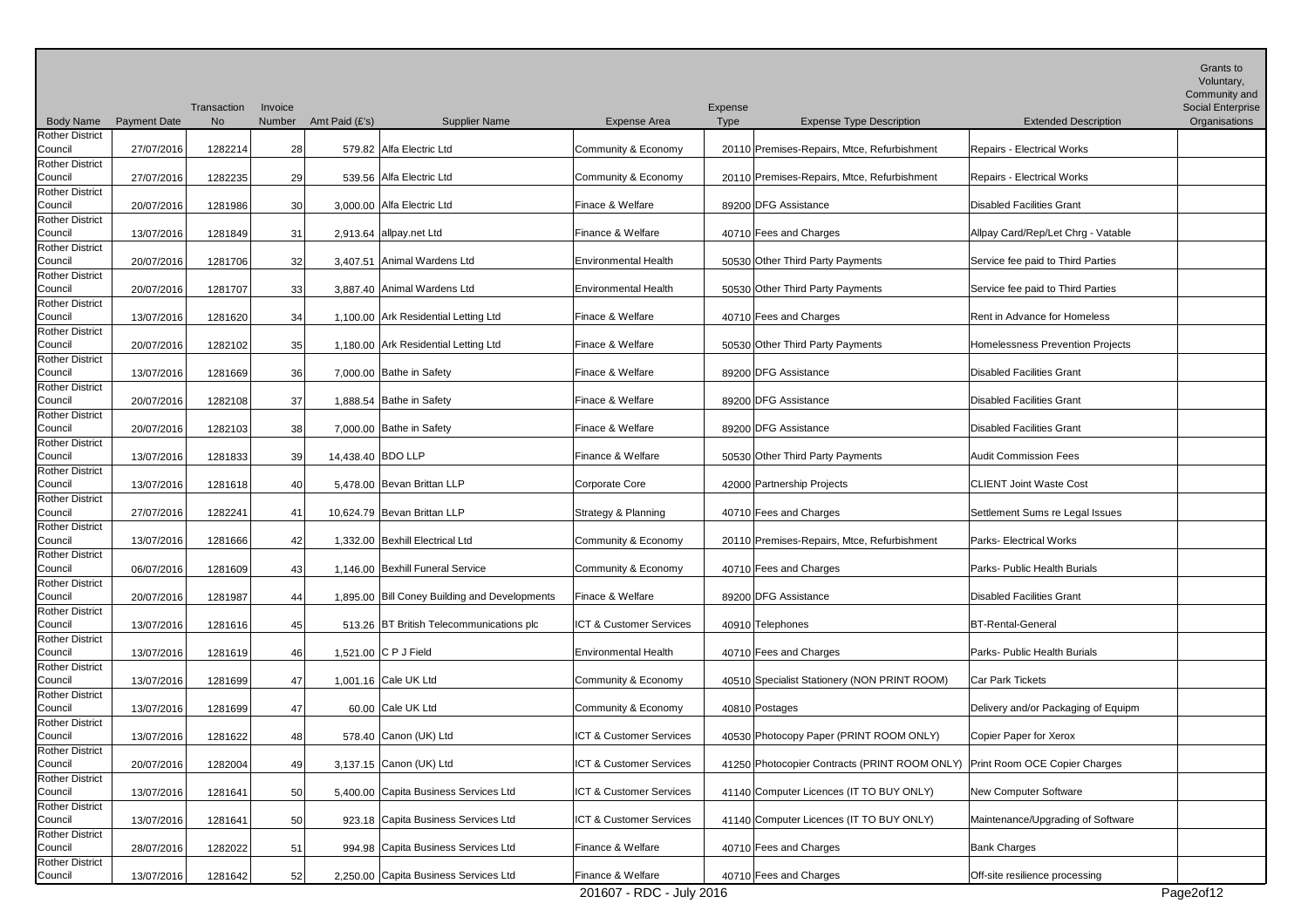| Body Name | Payment Date | Transaction No | Invoice Number | Amt Paid (£'s) | Supplier Name | Expense Area | Expense Type | Expense Type Description | Extended Description | Grants to Voluntary, Community and Social Enterprise Organisations |
|---|---|---|---|---|---|---|---|---|---|---|
| Rother District Council | 27/07/2016 | 1282214 | 28 | 579.82 | Alfa Electric Ltd | Community & Economy | 20110 | Premises-Repairs, Mtce, Refurbishment | Repairs - Electrical Works | |
| Rother District Council | 27/07/2016 | 1282235 | 29 | 539.56 | Alfa Electric Ltd | Community & Economy | 20110 | Premises-Repairs, Mtce, Refurbishment | Repairs - Electrical Works | |
| Rother District Council | 20/07/2016 | 1281986 | 30 | 3,000.00 | Alfa Electric Ltd | Finace & Welfare | 89200 | DFG Assistance | Disabled Facilities Grant | |
| Rother District Council | 13/07/2016 | 1281849 | 31 | 2,913.64 | allpay.net Ltd | Finance & Welfare | 40710 | Fees and Charges | Allpay Card/Rep/Let Chrg - Vatable | |
| Rother District Council | 20/07/2016 | 1281706 | 32 | 3,407.51 | Animal Wardens Ltd | Environmental Health | 50530 | Other Third Party Payments | Service fee paid to Third Parties | |
| Rother District Council | 20/07/2016 | 1281707 | 33 | 3,887.40 | Animal Wardens Ltd | Environmental Health | 50530 | Other Third Party Payments | Service fee paid to Third Parties | |
| Rother District Council | 13/07/2016 | 1281620 | 34 | 1,100.00 | Ark Residential Letting Ltd | Finace & Welfare | 40710 | Fees and Charges | Rent in Advance for Homeless | |
| Rother District Council | 20/07/2016 | 1282102 | 35 | 1,180.00 | Ark Residential Letting Ltd | Finace & Welfare | 50530 | Other Third Party Payments | Homelessness Prevention Projects | |
| Rother District Council | 13/07/2016 | 1281669 | 36 | 7,000.00 | Bathe in Safety | Finace & Welfare | 89200 | DFG Assistance | Disabled Facilities Grant | |
| Rother District Council | 20/07/2016 | 1282108 | 37 | 1,888.54 | Bathe in Safety | Finace & Welfare | 89200 | DFG Assistance | Disabled Facilities Grant | |
| Rother District Council | 20/07/2016 | 1282103 | 38 | 7,000.00 | Bathe in Safety | Finace & Welfare | 89200 | DFG Assistance | Disabled Facilities Grant | |
| Rother District Council | 13/07/2016 | 1281833 | 39 | 14,438.40 | BDO LLP | Finance & Welfare | 50530 | Other Third Party Payments | Audit Commission Fees | |
| Rother District Council | 13/07/2016 | 1281618 | 40 | 5,478.00 | Bevan Brittan LLP | Corporate Core | 42000 | Partnership Projects | CLIENT Joint Waste Cost | |
| Rother District Council | 27/07/2016 | 1282241 | 41 | 10,624.79 | Bevan Brittan LLP | Strategy & Planning | 40710 | Fees and Charges | Settlement Sums re Legal Issues | |
| Rother District Council | 13/07/2016 | 1281666 | 42 | 1,332.00 | Bexhill Electrical Ltd | Community & Economy | 20110 | Premises-Repairs, Mtce, Refurbishment | Parks- Electrical Works | |
| Rother District Council | 06/07/2016 | 1281609 | 43 | 1,146.00 | Bexhill Funeral Service | Community & Economy | 40710 | Fees and Charges | Parks- Public Health Burials | |
| Rother District Council | 20/07/2016 | 1281987 | 44 | 1,895.00 | Bill Coney Building and Developments | Finace & Welfare | 89200 | DFG Assistance | Disabled Facilities Grant | |
| Rother District Council | 13/07/2016 | 1281616 | 45 | 513.26 | BT British Telecommunications plc | ICT & Customer Services | 40910 | Telephones | BT-Rental-General | |
| Rother District Council | 13/07/2016 | 1281619 | 46 | 1,521.00 | C P J Field | Environmental Health | 40710 | Fees and Charges | Parks- Public Health Burials | |
| Rother District Council | 13/07/2016 | 1281699 | 47 | 1,001.16 | Cale UK Ltd | Community & Economy | 40510 | Specialist Stationery (NON PRINT ROOM) | Car Park Tickets | |
| Rother District Council | 13/07/2016 | 1281699 | 47 | 60.00 | Cale UK Ltd | Community & Economy | 40810 | Postages | Delivery and/or Packaging of Equipm | |
| Rother District Council | 13/07/2016 | 1281622 | 48 | 578.40 | Canon (UK) Ltd | ICT & Customer Services | 40530 | Photocopy Paper (PRINT ROOM ONLY) | Copier Paper for Xerox | |
| Rother District Council | 20/07/2016 | 1282004 | 49 | 3,137.15 | Canon (UK) Ltd | ICT & Customer Services | 41250 | Photocopier Contracts (PRINT ROOM ONLY) | Print Room OCE Copier Charges | |
| Rother District Council | 13/07/2016 | 1281641 | 50 | 5,400.00 | Capita Business Services Ltd | ICT & Customer Services | 41140 | Computer Licences (IT TO BUY ONLY) | New Computer Software | |
| Rother District Council | 13/07/2016 | 1281641 | 50 | 923.18 | Capita Business Services Ltd | ICT & Customer Services | 41140 | Computer Licences (IT TO BUY ONLY) | Maintenance/Upgrading of Software | |
| Rother District Council | 28/07/2016 | 1282022 | 51 | 994.98 | Capita Business Services Ltd | Finance & Welfare | 40710 | Fees and Charges | Bank Charges | |
| Rother District Council | 13/07/2016 | 1281642 | 52 | 2,250.00 | Capita Business Services Ltd | Finance & Welfare | 40710 | Fees and Charges | Off-site resilience processing | |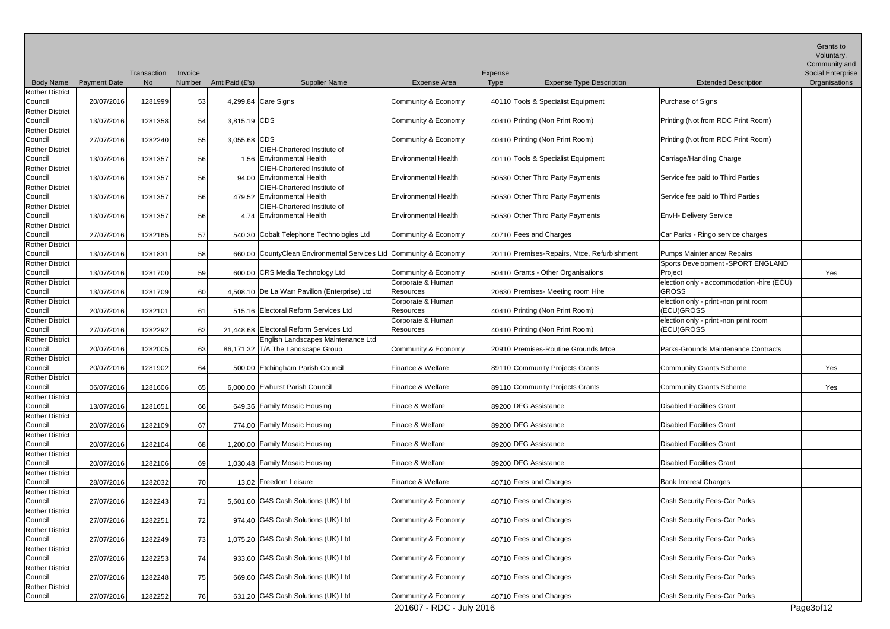| Body Name | Payment Date | Transaction No | Invoice Number | Amt Paid (£'s) | Supplier Name | Expense Area | Expense Type | Expense Type Description | Extended Description | Grants to Voluntary, Community and Social Enterprise Organisations |
|---|---|---|---|---|---|---|---|---|---|---|
| Rother District Council | 20/07/2016 | 1281999 | 53 | 4,299.84 | Care Signs | Community & Economy | 40110 | Tools & Specialist Equipment | Purchase of Signs | |
| Rother District Council | 13/07/2016 | 1281358 | 54 | 3,815.19 | CDS | Community & Economy | 40410 | Printing (Non Print Room) | Printing (Not from RDC Print Room) | |
| Rother District Council | 27/07/2016 | 1282240 | 55 | 3,055.68 | CDS | Community & Economy | 40410 | Printing (Non Print Room) | Printing (Not from RDC Print Room) | |
| Rother District Council | 13/07/2016 | 1281357 | 56 | 1.56 | CIEH-Chartered Institute of Environmental Health | Environmental Health | 40110 | Tools & Specialist Equipment | Carriage/Handling Charge | |
| Rother District Council | 13/07/2016 | 1281357 | 56 | 94.00 | CIEH-Chartered Institute of Environmental Health | Environmental Health | 50530 | Other Third Party Payments | Service fee paid to Third Parties | |
| Rother District Council | 13/07/2016 | 1281357 | 56 | 479.52 | CIEH-Chartered Institute of Environmental Health | Environmental Health | 50530 | Other Third Party Payments | Service fee paid to Third Parties | |
| Rother District Council | 13/07/2016 | 1281357 | 56 | 4.74 | CIEH-Chartered Institute of Environmental Health | Environmental Health | 50530 | Other Third Party Payments | EnvH- Delivery Service | |
| Rother District Council | 27/07/2016 | 1282165 | 57 | 540.30 | Cobalt Telephone Technologies Ltd | Community & Economy | 40710 | Fees and Charges | Car Parks - Ringo service charges | |
| Rother District Council | 13/07/2016 | 1281831 | 58 | 660.00 | CountyClean Environmental Services Ltd | Community & Economy | 20110 | Premises-Repairs, Mtce, Refurbishment | Pumps Maintenance/ Repairs | |
| Rother District Council | 13/07/2016 | 1281700 | 59 | 600.00 | CRS Media Technology Ltd | Community & Economy | 50410 | Grants - Other Organisations | Sports Development -SPORT ENGLAND Project | Yes |
| Rother District Council | 13/07/2016 | 1281709 | 60 | 4,508.10 | De La Warr Pavilion (Enterprise) Ltd | Corporate & Human Resources | 20630 | Premises- Meeting room Hire | election only - accommodation -hire (ECU) GROSS | |
| Rother District Council | 20/07/2016 | 1282101 | 61 | 515.16 | Electoral Reform Services Ltd | Corporate & Human Resources | 40410 | Printing (Non Print Room) | election only - print -non print room (ECU)GROSS | |
| Rother District Council | 27/07/2016 | 1282292 | 62 | 21,448.68 | Electoral Reform Services Ltd | Corporate & Human Resources | 40410 | Printing (Non Print Room) | election only - print -non print room (ECU)GROSS | |
| Rother District Council | 20/07/2016 | 1282005 | 63 | 86,171.32 | English Landscapes Maintenance Ltd T/A The Landscape Group | Community & Economy | 20910 | Premises-Routine Grounds Mtce | Parks-Grounds Maintenance Contracts | |
| Rother District Council | 20/07/2016 | 1281902 | 64 | 500.00 | Etchingham Parish Council | Finance & Welfare | 89110 | Community Projects Grants | Community Grants Scheme | Yes |
| Rother District Council | 06/07/2016 | 1281606 | 65 | 6,000.00 | Ewhurst Parish Council | Finance & Welfare | 89110 | Community Projects Grants | Community Grants Scheme | Yes |
| Rother District Council | 13/07/2016 | 1281651 | 66 | 649.36 | Family Mosaic Housing | Finace & Welfare | 89200 | DFG Assistance | Disabled Facilities Grant | |
| Rother District Council | 20/07/2016 | 1282109 | 67 | 774.00 | Family Mosaic Housing | Finace & Welfare | 89200 | DFG Assistance | Disabled Facilities Grant | |
| Rother District Council | 20/07/2016 | 1282104 | 68 | 1,200.00 | Family Mosaic Housing | Finace & Welfare | 89200 | DFG Assistance | Disabled Facilities Grant | |
| Rother District Council | 20/07/2016 | 1282106 | 69 | 1,030.48 | Family Mosaic Housing | Finace & Welfare | 89200 | DFG Assistance | Disabled Facilities Grant | |
| Rother District Council | 28/07/2016 | 1282032 | 70 | 13.02 | Freedom Leisure | Finance & Welfare | 40710 | Fees and Charges | Bank Interest Charges | |
| Rother District Council | 27/07/2016 | 1282243 | 71 | 5,601.60 | G4S Cash Solutions (UK) Ltd | Community & Economy | 40710 | Fees and Charges | Cash Security Fees-Car Parks | |
| Rother District Council | 27/07/2016 | 1282251 | 72 | 974.40 | G4S Cash Solutions (UK) Ltd | Community & Economy | 40710 | Fees and Charges | Cash Security Fees-Car Parks | |
| Rother District Council | 27/07/2016 | 1282249 | 73 | 1,075.20 | G4S Cash Solutions (UK) Ltd | Community & Economy | 40710 | Fees and Charges | Cash Security Fees-Car Parks | |
| Rother District Council | 27/07/2016 | 1282253 | 74 | 933.60 | G4S Cash Solutions (UK) Ltd | Community & Economy | 40710 | Fees and Charges | Cash Security Fees-Car Parks | |
| Rother District Council | 27/07/2016 | 1282248 | 75 | 669.60 | G4S Cash Solutions (UK) Ltd | Community & Economy | 40710 | Fees and Charges | Cash Security Fees-Car Parks | |
| Rother District Council | 27/07/2016 | 1282252 | 76 | 631.20 | G4S Cash Solutions (UK) Ltd | Community & Economy | 40710 | Fees and Charges | Cash Security Fees-Car Parks | |

201607 - RDC - July 2016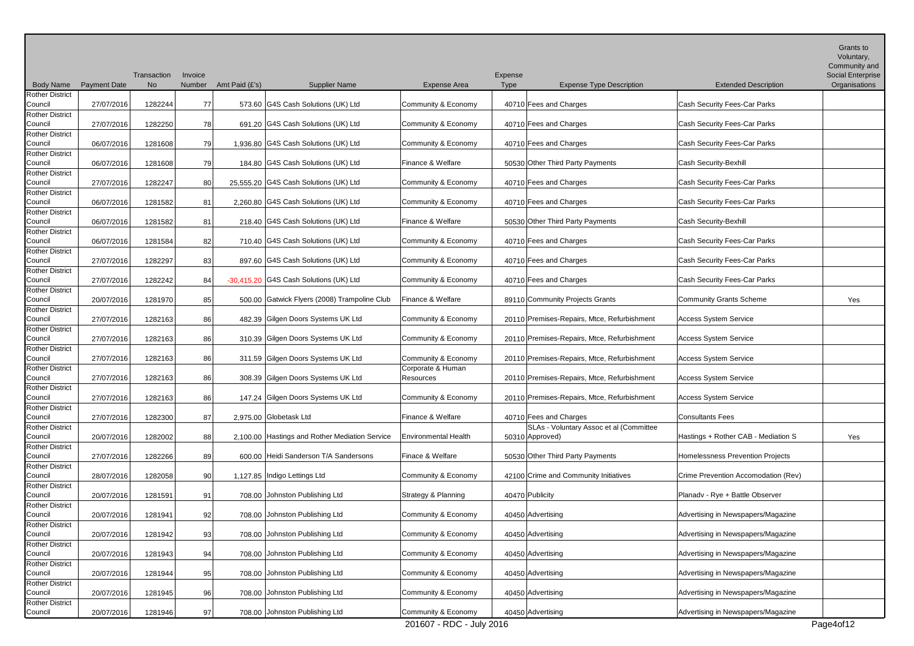| Body Name | Payment Date | Transaction No | Invoice Number | Amt Paid (£'s) | Supplier Name | Expense Area | Expense Type | Expense Type Description | Extended Description | Grants to Voluntary, Community and Social Enterprise Organisations |
|---|---|---|---|---|---|---|---|---|---|---|
| Rother District Council | 27/07/2016 | 1282244 | 77 | 573.60 | G4S Cash Solutions (UK) Ltd | Community & Economy | 40710 | Fees and Charges | Cash Security Fees-Car Parks | |
| Rother District Council | 27/07/2016 | 1282250 | 78 | 691.20 | G4S Cash Solutions (UK) Ltd | Community & Economy | 40710 | Fees and Charges | Cash Security Fees-Car Parks | |
| Rother District Council | 06/07/2016 | 1281608 | 79 | 1,936.80 | G4S Cash Solutions (UK) Ltd | Community & Economy | 40710 | Fees and Charges | Cash Security Fees-Car Parks | |
| Rother District Council | 06/07/2016 | 1281608 | 79 | 184.80 | G4S Cash Solutions (UK) Ltd | Finance & Welfare | 50530 | Other Third Party Payments | Cash Security-Bexhill | |
| Rother District Council | 27/07/2016 | 1282247 | 80 | 25,555.20 | G4S Cash Solutions (UK) Ltd | Community & Economy | 40710 | Fees and Charges | Cash Security Fees-Car Parks | |
| Rother District Council | 06/07/2016 | 1281582 | 81 | 2,260.80 | G4S Cash Solutions (UK) Ltd | Community & Economy | 40710 | Fees and Charges | Cash Security Fees-Car Parks | |
| Rother District Council | 06/07/2016 | 1281582 | 81 | 218.40 | G4S Cash Solutions (UK) Ltd | Finance & Welfare | 50530 | Other Third Party Payments | Cash Security-Bexhill | |
| Rother District Council | 06/07/2016 | 1281584 | 82 | 710.40 | G4S Cash Solutions (UK) Ltd | Community & Economy | 40710 | Fees and Charges | Cash Security Fees-Car Parks | |
| Rother District Council | 27/07/2016 | 1282297 | 83 | 897.60 | G4S Cash Solutions (UK) Ltd | Community & Economy | 40710 | Fees and Charges | Cash Security Fees-Car Parks | |
| Rother District Council | 27/07/2016 | 1282242 | 84 | -30,415.20 | G4S Cash Solutions (UK) Ltd | Community & Economy | 40710 | Fees and Charges | Cash Security Fees-Car Parks | |
| Rother District Council | 20/07/2016 | 1281970 | 85 | 500.00 | Gatwick Flyers (2008) Trampoline Club | Finance & Welfare | 89110 | Community Projects Grants | Community Grants Scheme | Yes |
| Rother District Council | 27/07/2016 | 1282163 | 86 | 482.39 | Gilgen Doors Systems UK Ltd | Community & Economy | 20110 | Premises-Repairs, Mtce, Refurbishment | Access System Service | |
| Rother District Council | 27/07/2016 | 1282163 | 86 | 310.39 | Gilgen Doors Systems UK Ltd | Community & Economy | 20110 | Premises-Repairs, Mtce, Refurbishment | Access System Service | |
| Rother District Council | 27/07/2016 | 1282163 | 86 | 311.59 | Gilgen Doors Systems UK Ltd | Community & Economy | 20110 | Premises-Repairs, Mtce, Refurbishment | Access System Service | |
| Rother District Council | 27/07/2016 | 1282163 | 86 | 308.39 | Gilgen Doors Systems UK Ltd | Corporate & Human Resources | 20110 | Premises-Repairs, Mtce, Refurbishment | Access System Service | |
| Rother District Council | 27/07/2016 | 1282163 | 86 | 147.24 | Gilgen Doors Systems UK Ltd | Community & Economy | 20110 | Premises-Repairs, Mtce, Refurbishment | Access System Service | |
| Rother District Council | 27/07/2016 | 1282300 | 87 | 2,975.00 | Globetask Ltd | Finance & Welfare | 40710 | Fees and Charges | Consultants Fees | |
| Rother District Council | 20/07/2016 | 1282002 | 88 | 2,100.00 | Hastings and Rother Mediation Service | Environmental Health | 50310 | SLAs - Voluntary Assoc et al (Committee Approved) | Hastings + Rother CAB - Mediation S | Yes |
| Rother District Council | 27/07/2016 | 1282266 | 89 | 600.00 | Heidi Sanderson T/A Sandersons | Finace & Welfare | 50530 | Other Third Party Payments | Homelessness Prevention Projects | |
| Rother District Council | 28/07/2016 | 1282058 | 90 | 1,127.85 | Indigo Lettings Ltd | Community & Economy | 42100 | Crime and Community Initiatives | Crime Prevention Accomodation (Rev) | |
| Rother District Council | 20/07/2016 | 1281591 | 91 | 708.00 | Johnston Publishing Ltd | Strategy & Planning | 40470 | Publicity | Planadv - Rye + Battle Observer | |
| Rother District Council | 20/07/2016 | 1281941 | 92 | 708.00 | Johnston Publishing Ltd | Community & Economy | 40450 | Advertising | Advertising in Newspapers/Magazine | |
| Rother District Council | 20/07/2016 | 1281942 | 93 | 708.00 | Johnston Publishing Ltd | Community & Economy | 40450 | Advertising | Advertising in Newspapers/Magazine | |
| Rother District Council | 20/07/2016 | 1281943 | 94 | 708.00 | Johnston Publishing Ltd | Community & Economy | 40450 | Advertising | Advertising in Newspapers/Magazine | |
| Rother District Council | 20/07/2016 | 1281944 | 95 | 708.00 | Johnston Publishing Ltd | Community & Economy | 40450 | Advertising | Advertising in Newspapers/Magazine | |
| Rother District Council | 20/07/2016 | 1281945 | 96 | 708.00 | Johnston Publishing Ltd | Community & Economy | 40450 | Advertising | Advertising in Newspapers/Magazine | |
| Rother District Council | 20/07/2016 | 1281946 | 97 | 708.00 | Johnston Publishing Ltd | Community & Economy | 40450 | Advertising | Advertising in Newspapers/Magazine | |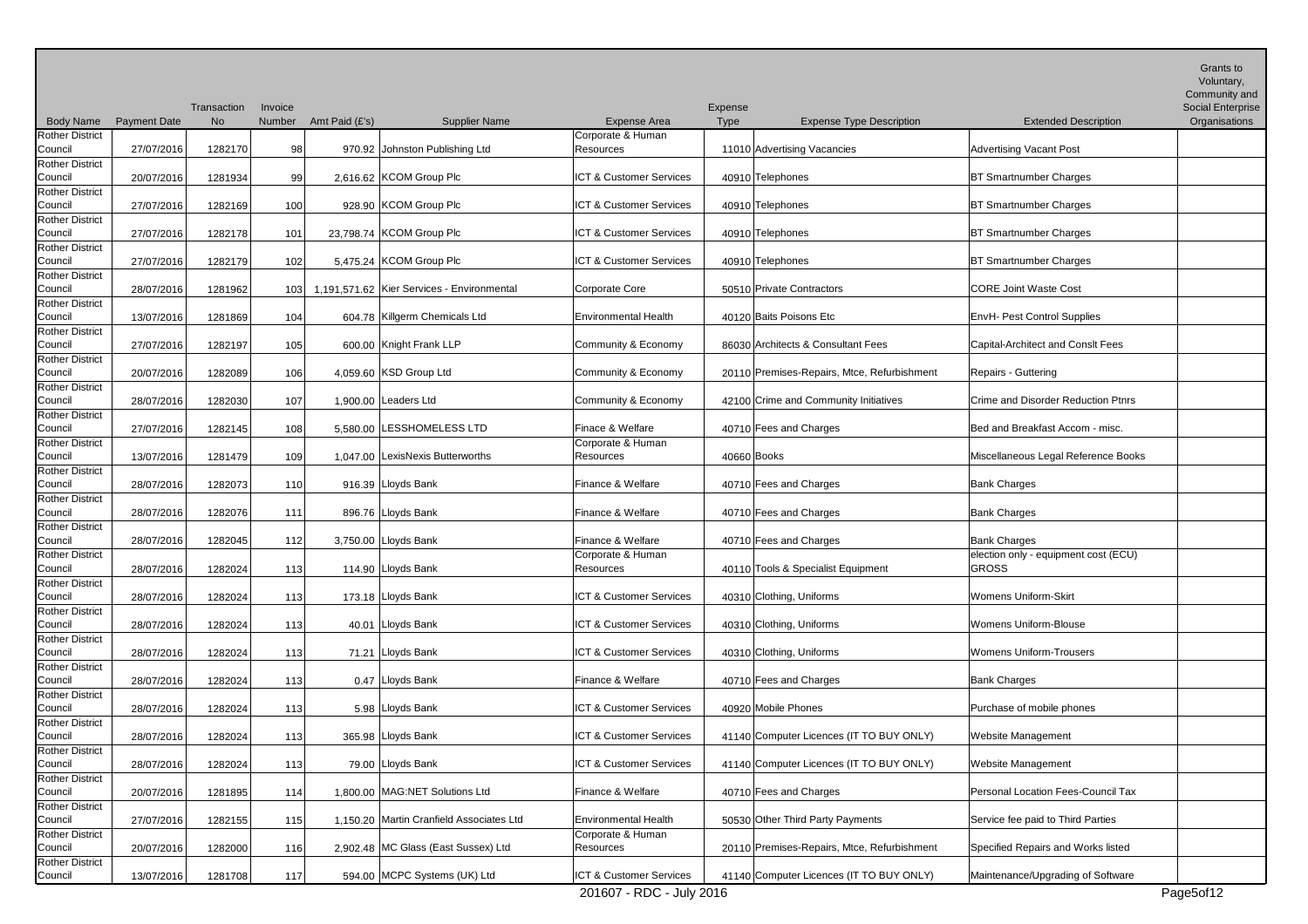| Body Name | Payment Date | Transaction No | Invoice Number | Amt Paid (£'s) | Supplier Name | Expense Area | Expense Type | Expense Type Description | Extended Description | Grants to Voluntary, Community and Social Enterprise Organisations |
|---|---|---|---|---|---|---|---|---|---|---|
| Rother District Council | 27/07/2016 | 1282170 | 98 | 970.92 | Johnston Publishing Ltd | Corporate & Human Resources | 11010 | Advertising Vacancies | Advertising Vacant Post | |
| Rother District Council | 20/07/2016 | 1281934 | 99 | 2,616.62 | KCOM Group Plc | ICT & Customer Services | 40910 | Telephones | BT Smartnumber Charges | |
| Rother District Council | 27/07/2016 | 1282169 | 100 | 928.90 | KCOM Group Plc | ICT & Customer Services | 40910 | Telephones | BT Smartnumber Charges | |
| Rother District Council | 27/07/2016 | 1282178 | 101 | 23,798.74 | KCOM Group Plc | ICT & Customer Services | 40910 | Telephones | BT Smartnumber Charges | |
| Rother District Council | 27/07/2016 | 1282179 | 102 | 5,475.24 | KCOM Group Plc | ICT & Customer Services | 40910 | Telephones | BT Smartnumber Charges | |
| Rother District Council | 28/07/2016 | 1281962 | 103 | 1,191,571.62 | Kier Services - Environmental | Corporate Core | 50510 | Private Contractors | CORE Joint Waste Cost | |
| Rother District Council | 13/07/2016 | 1281869 | 104 | 604.78 | Killgerm Chemicals Ltd | Environmental Health | 40120 | Baits Poisons Etc | EnvH- Pest Control Supplies | |
| Rother District Council | 27/07/2016 | 1282197 | 105 | 600.00 | Knight Frank LLP | Community & Economy | 86030 | Architects & Consultant Fees | Capital-Architect and Conslt Fees | |
| Rother District Council | 20/07/2016 | 1282089 | 106 | 4,059.60 | KSD Group Ltd | Community & Economy | 20110 | Premises-Repairs, Mtce, Refurbishment | Repairs - Guttering | |
| Rother District Council | 28/07/2016 | 1282030 | 107 | 1,900.00 | Leaders Ltd | Community & Economy | 42100 | Crime and Community Initiatives | Crime and Disorder Reduction Ptnrs | |
| Rother District Council | 27/07/2016 | 1282145 | 108 | 5,580.00 | LESSHOMELESS LTD | Finace & Welfare | 40710 | Fees and Charges | Bed and Breakfast Accom - misc. | |
| Rother District Council | 13/07/2016 | 1281479 | 109 | 1,047.00 | LexisNexis Butterworths | Corporate & Human Resources | 40660 | Books | Miscellaneous Legal Reference Books | |
| Rother District Council | 28/07/2016 | 1282073 | 110 | 916.39 | Lloyds Bank | Finance & Welfare | 40710 | Fees and Charges | Bank Charges | |
| Rother District Council | 28/07/2016 | 1282076 | 111 | 896.76 | Lloyds Bank | Finance & Welfare | 40710 | Fees and Charges | Bank Charges | |
| Rother District Council | 28/07/2016 | 1282045 | 112 | 3,750.00 | Lloyds Bank | Finance & Welfare | 40710 | Fees and Charges | Bank Charges | |
| Rother District Council | 28/07/2016 | 1282024 | 113 | 114.90 | Lloyds Bank | Corporate & Human Resources | 40110 | Tools & Specialist Equipment | election only - equipment cost (ECU) GROSS | |
| Rother District Council | 28/07/2016 | 1282024 | 113 | 173.18 | Lloyds Bank | ICT & Customer Services | 40310 | Clothing, Uniforms | Womens Uniform-Skirt | |
| Rother District Council | 28/07/2016 | 1282024 | 113 | 40.01 | Lloyds Bank | ICT & Customer Services | 40310 | Clothing, Uniforms | Womens Uniform-Blouse | |
| Rother District Council | 28/07/2016 | 1282024 | 113 | 71.21 | Lloyds Bank | ICT & Customer Services | 40310 | Clothing, Uniforms | Womens Uniform-Trousers | |
| Rother District Council | 28/07/2016 | 1282024 | 113 | 0.47 | Lloyds Bank | Finance & Welfare | 40710 | Fees and Charges | Bank Charges | |
| Rother District Council | 28/07/2016 | 1282024 | 113 | 5.98 | Lloyds Bank | ICT & Customer Services | 40920 | Mobile Phones | Purchase of mobile phones | |
| Rother District Council | 28/07/2016 | 1282024 | 113 | 365.98 | Lloyds Bank | ICT & Customer Services | 41140 | Computer Licences (IT TO BUY ONLY) | Website Management | |
| Rother District Council | 28/07/2016 | 1282024 | 113 | 79.00 | Lloyds Bank | ICT & Customer Services | 41140 | Computer Licences (IT TO BUY ONLY) | Website Management | |
| Rother District Council | 20/07/2016 | 1281895 | 114 | 1,800.00 | MAG:NET Solutions Ltd | Finance & Welfare | 40710 | Fees and Charges | Personal Location Fees-Council Tax | |
| Rother District Council | 27/07/2016 | 1282155 | 115 | 1,150.20 | Martin Cranfield Associates Ltd | Environmental Health | 50530 | Other Third Party Payments | Service fee paid to Third Parties | |
| Rother District Council | 20/07/2016 | 1282000 | 116 | 2,902.48 | MC Glass (East Sussex) Ltd | Corporate & Human Resources | 20110 | Premises-Repairs, Mtce, Refurbishment | Specified Repairs and Works listed | |
| Rother District Council | 13/07/2016 | 1281708 | 117 | 594.00 | MCPC Systems (UK) Ltd | ICT & Customer Services | 41140 | Computer Licences (IT TO BUY ONLY) | Maintenance/Upgrading of Software | |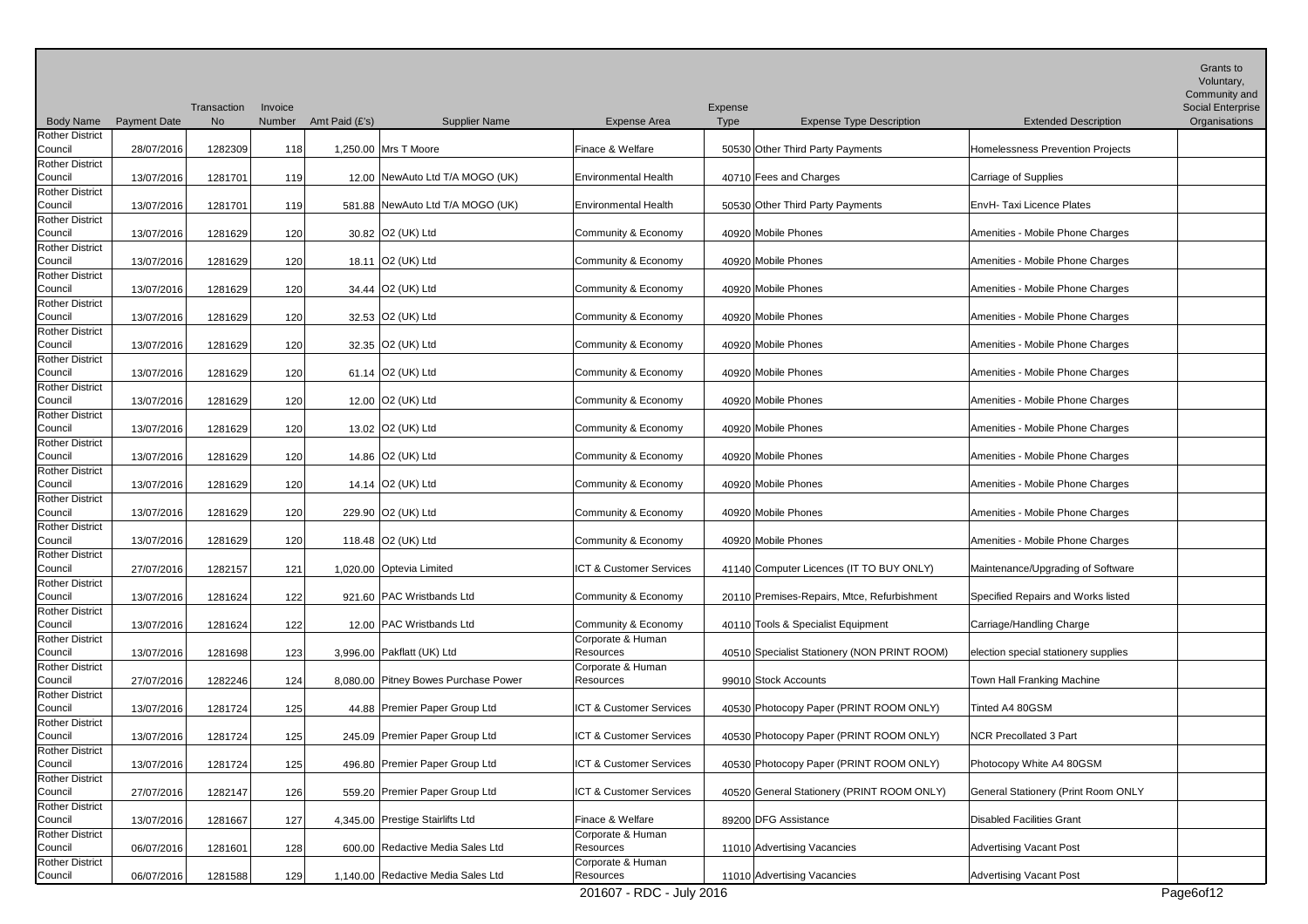| Body Name | Payment Date | Transaction No | Invoice Number | Amt Paid (£'s) | Supplier Name | Expense Area | Expense Type | Expense Type Description | Extended Description | Grants to Voluntary, Community and Social Enterprise Organisations |
|---|---|---|---|---|---|---|---|---|---|---|
| Rother District Council | 28/07/2016 | 1282309 | 118 | 1,250.00 | Mrs T Moore | Finace & Welfare | 50530 | Other Third Party Payments | Homelessness Prevention Projects | |
| Rother District Council | 13/07/2016 | 1281701 | 119 | 12.00 | NewAuto Ltd T/A MOGO (UK) | Environmental Health | 40710 | Fees and Charges | Carriage of Supplies | |
| Rother District Council | 13/07/2016 | 1281701 | 119 | 581.88 | NewAuto Ltd T/A MOGO (UK) | Environmental Health | 50530 | Other Third Party Payments | EnvH- Taxi Licence Plates | |
| Rother District Council | 13/07/2016 | 1281629 | 120 | 30.82 | O2 (UK) Ltd | Community & Economy | 40920 | Mobile Phones | Amenities - Mobile Phone Charges | |
| Rother District Council | 13/07/2016 | 1281629 | 120 | 18.11 | O2 (UK) Ltd | Community & Economy | 40920 | Mobile Phones | Amenities - Mobile Phone Charges | |
| Rother District Council | 13/07/2016 | 1281629 | 120 | 34.44 | O2 (UK) Ltd | Community & Economy | 40920 | Mobile Phones | Amenities - Mobile Phone Charges | |
| Rother District Council | 13/07/2016 | 1281629 | 120 | 32.53 | O2 (UK) Ltd | Community & Economy | 40920 | Mobile Phones | Amenities - Mobile Phone Charges | |
| Rother District Council | 13/07/2016 | 1281629 | 120 | 32.35 | O2 (UK) Ltd | Community & Economy | 40920 | Mobile Phones | Amenities - Mobile Phone Charges | |
| Rother District Council | 13/07/2016 | 1281629 | 120 | 61.14 | O2 (UK) Ltd | Community & Economy | 40920 | Mobile Phones | Amenities - Mobile Phone Charges | |
| Rother District Council | 13/07/2016 | 1281629 | 120 | 12.00 | O2 (UK) Ltd | Community & Economy | 40920 | Mobile Phones | Amenities - Mobile Phone Charges | |
| Rother District Council | 13/07/2016 | 1281629 | 120 | 13.02 | O2 (UK) Ltd | Community & Economy | 40920 | Mobile Phones | Amenities - Mobile Phone Charges | |
| Rother District Council | 13/07/2016 | 1281629 | 120 | 14.86 | O2 (UK) Ltd | Community & Economy | 40920 | Mobile Phones | Amenities - Mobile Phone Charges | |
| Rother District Council | 13/07/2016 | 1281629 | 120 | 14.14 | O2 (UK) Ltd | Community & Economy | 40920 | Mobile Phones | Amenities - Mobile Phone Charges | |
| Rother District Council | 13/07/2016 | 1281629 | 120 | 229.90 | O2 (UK) Ltd | Community & Economy | 40920 | Mobile Phones | Amenities - Mobile Phone Charges | |
| Rother District Council | 13/07/2016 | 1281629 | 120 | 118.48 | O2 (UK) Ltd | Community & Economy | 40920 | Mobile Phones | Amenities - Mobile Phone Charges | |
| Rother District Council | 27/07/2016 | 1282157 | 121 | 1,020.00 | Optevia Limited | ICT & Customer Services | 41140 | Computer Licences (IT TO BUY ONLY) | Maintenance/Upgrading of Software | |
| Rother District Council | 13/07/2016 | 1281624 | 122 | 921.60 | PAC Wristbands Ltd | Community & Economy | 20110 | Premises-Repairs, Mtce, Refurbishment | Specified Repairs and Works listed | |
| Rother District Council | 13/07/2016 | 1281624 | 122 | 12.00 | PAC Wristbands Ltd | Community & Economy | 40110 | Tools & Specialist Equipment | Carriage/Handling Charge | |
| Rother District Council | 13/07/2016 | 1281698 | 123 | 3,996.00 | Pakflatt (UK) Ltd | Corporate & Human Resources | 40510 | Specialist Stationery (NON PRINT ROOM) | election special stationery supplies | |
| Rother District Council | 27/07/2016 | 1282246 | 124 | 8,080.00 | Pitney Bowes Purchase Power | Corporate & Human Resources | 99010 | Stock Accounts | Town Hall Franking Machine | |
| Rother District Council | 13/07/2016 | 1281724 | 125 | 44.88 | Premier Paper Group Ltd | ICT & Customer Services | 40530 | Photocopy Paper (PRINT ROOM ONLY) | Tinted A4 80GSM | |
| Rother District Council | 13/07/2016 | 1281724 | 125 | 245.09 | Premier Paper Group Ltd | ICT & Customer Services | 40530 | Photocopy Paper (PRINT ROOM ONLY) | NCR Precollated 3 Part | |
| Rother District Council | 13/07/2016 | 1281724 | 125 | 496.80 | Premier Paper Group Ltd | ICT & Customer Services | 40530 | Photocopy Paper (PRINT ROOM ONLY) | Photocopy White A4 80GSM | |
| Rother District Council | 27/07/2016 | 1282147 | 126 | 559.20 | Premier Paper Group Ltd | ICT & Customer Services | 40520 | General Stationery (PRINT ROOM ONLY) | General Stationery (Print Room ONLY | |
| Rother District Council | 13/07/2016 | 1281667 | 127 | 4,345.00 | Prestige Stairlifts Ltd | Finace & Welfare | 89200 | DFG Assistance | Disabled Facilities Grant | |
| Rother District Council | 06/07/2016 | 1281601 | 128 | 600.00 | Redactive Media Sales Ltd | Corporate & Human Resources | 11010 | Advertising Vacancies | Advertising Vacant Post | |
| Rother District Council | 06/07/2016 | 1281588 | 129 | 1,140.00 | Redactive Media Sales Ltd | Corporate & Human Resources | 11010 | Advertising Vacancies | Advertising Vacant Post | |

201607 - RDC - July 2016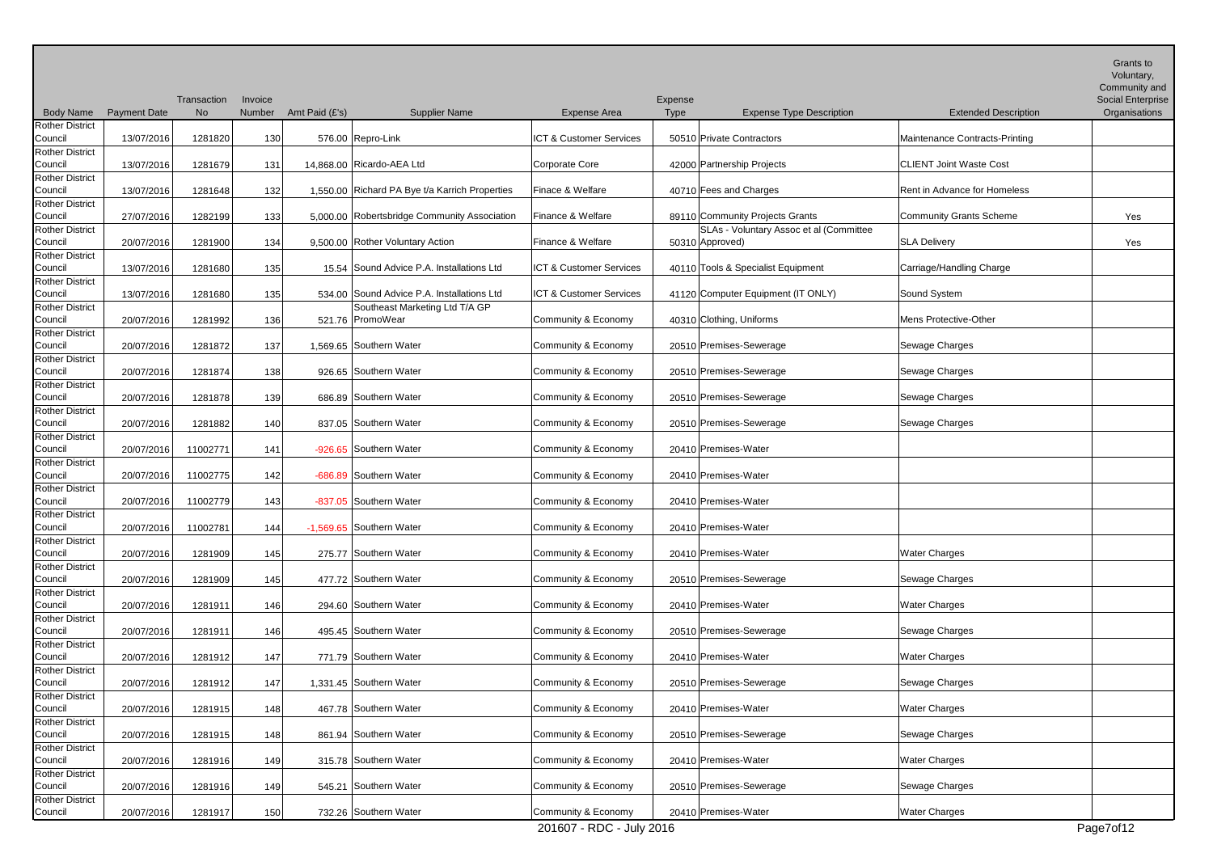| Body Name | Payment Date | Transaction No | Invoice Number | Amt Paid (£'s) | Supplier Name | Expense Area | Expense Type | Expense Type Description | Extended Description | Grants to Voluntary, Community and Social Enterprise Organisations |
|---|---|---|---|---|---|---|---|---|---|---|
| Rother District Council | 13/07/2016 | 1281820 | 130 | 576.00 | Repro-Link | ICT & Customer Services | 50510 | Private Contractors | Maintenance Contracts-Printing | |
| Rother District Council | 13/07/2016 | 1281679 | 131 | 14,868.00 | Ricardo-AEA Ltd | Corporate Core | 42000 | Partnership Projects | CLIENT Joint Waste Cost | |
| Rother District Council | 13/07/2016 | 1281648 | 132 | 1,550.00 | Richard PA Bye t/a Karrich Properties | Finace & Welfare | 40710 | Fees and Charges | Rent in Advance for Homeless | |
| Rother District Council | 27/07/2016 | 1282199 | 133 | 5,000.00 | Robertsbridge Community Association | Finance & Welfare | 89110 | Community Projects Grants | Community Grants Scheme | Yes |
| Rother District Council | 20/07/2016 | 1281900 | 134 | 9,500.00 | Rother Voluntary Action | Finance & Welfare | 50310 | SLAs - Voluntary Assoc et al (Committee Approved) | SLA Delivery | Yes |
| Rother District Council | 13/07/2016 | 1281680 | 135 | 15.54 | Sound Advice P.A. Installations Ltd | ICT & Customer Services | 40110 | Tools & Specialist Equipment | Carriage/Handling Charge | |
| Rother District Council | 13/07/2016 | 1281680 | 135 | 534.00 | Sound Advice P.A. Installations Ltd | ICT & Customer Services | 41120 | Computer Equipment (IT ONLY) | Sound System | |
| Rother District Council | 20/07/2016 | 1281992 | 136 | 521.76 | Southeast Marketing Ltd T/A GP PromoWear | Community & Economy | 40310 | Clothing, Uniforms | Mens Protective-Other | |
| Rother District Council | 20/07/2016 | 1281872 | 137 | 1,569.65 | Southern Water | Community & Economy | 20510 | Premises-Sewerage | Sewage Charges | |
| Rother District Council | 20/07/2016 | 1281874 | 138 | 926.65 | Southern Water | Community & Economy | 20510 | Premises-Sewerage | Sewage Charges | |
| Rother District Council | 20/07/2016 | 1281878 | 139 | 686.89 | Southern Water | Community & Economy | 20510 | Premises-Sewerage | Sewage Charges | |
| Rother District Council | 20/07/2016 | 1281882 | 140 | 837.05 | Southern Water | Community & Economy | 20510 | Premises-Sewerage | Sewage Charges | |
| Rother District Council | 20/07/2016 | 11002771 | 141 | -926.65 | Southern Water | Community & Economy | 20410 | Premises-Water | | |
| Rother District Council | 20/07/2016 | 11002775 | 142 | -686.89 | Southern Water | Community & Economy | 20410 | Premises-Water | | |
| Rother District Council | 20/07/2016 | 11002779 | 143 | -837.05 | Southern Water | Community & Economy | 20410 | Premises-Water | | |
| Rother District Council | 20/07/2016 | 11002781 | 144 | -1,569.65 | Southern Water | Community & Economy | 20410 | Premises-Water | | |
| Rother District Council | 20/07/2016 | 1281909 | 145 | 275.77 | Southern Water | Community & Economy | 20410 | Premises-Water | Water Charges | |
| Rother District Council | 20/07/2016 | 1281909 | 145 | 477.72 | Southern Water | Community & Economy | 20510 | Premises-Sewerage | Sewage Charges | |
| Rother District Council | 20/07/2016 | 1281911 | 146 | 294.60 | Southern Water | Community & Economy | 20410 | Premises-Water | Water Charges | |
| Rother District Council | 20/07/2016 | 1281911 | 146 | 495.45 | Southern Water | Community & Economy | 20510 | Premises-Sewerage | Sewage Charges | |
| Rother District Council | 20/07/2016 | 1281912 | 147 | 771.79 | Southern Water | Community & Economy | 20410 | Premises-Water | Water Charges | |
| Rother District Council | 20/07/2016 | 1281912 | 147 | 1,331.45 | Southern Water | Community & Economy | 20510 | Premises-Sewerage | Sewage Charges | |
| Rother District Council | 20/07/2016 | 1281915 | 148 | 467.78 | Southern Water | Community & Economy | 20410 | Premises-Water | Water Charges | |
| Rother District Council | 20/07/2016 | 1281915 | 148 | 861.94 | Southern Water | Community & Economy | 20510 | Premises-Sewerage | Sewage Charges | |
| Rother District Council | 20/07/2016 | 1281916 | 149 | 315.78 | Southern Water | Community & Economy | 20410 | Premises-Water | Water Charges | |
| Rother District Council | 20/07/2016 | 1281916 | 149 | 545.21 | Southern Water | Community & Economy | 20510 | Premises-Sewerage | Sewage Charges | |
| Rother District Council | 20/07/2016 | 1281917 | 150 | 732.26 | Southern Water | Community & Economy | 20410 | Premises-Water | Water Charges | |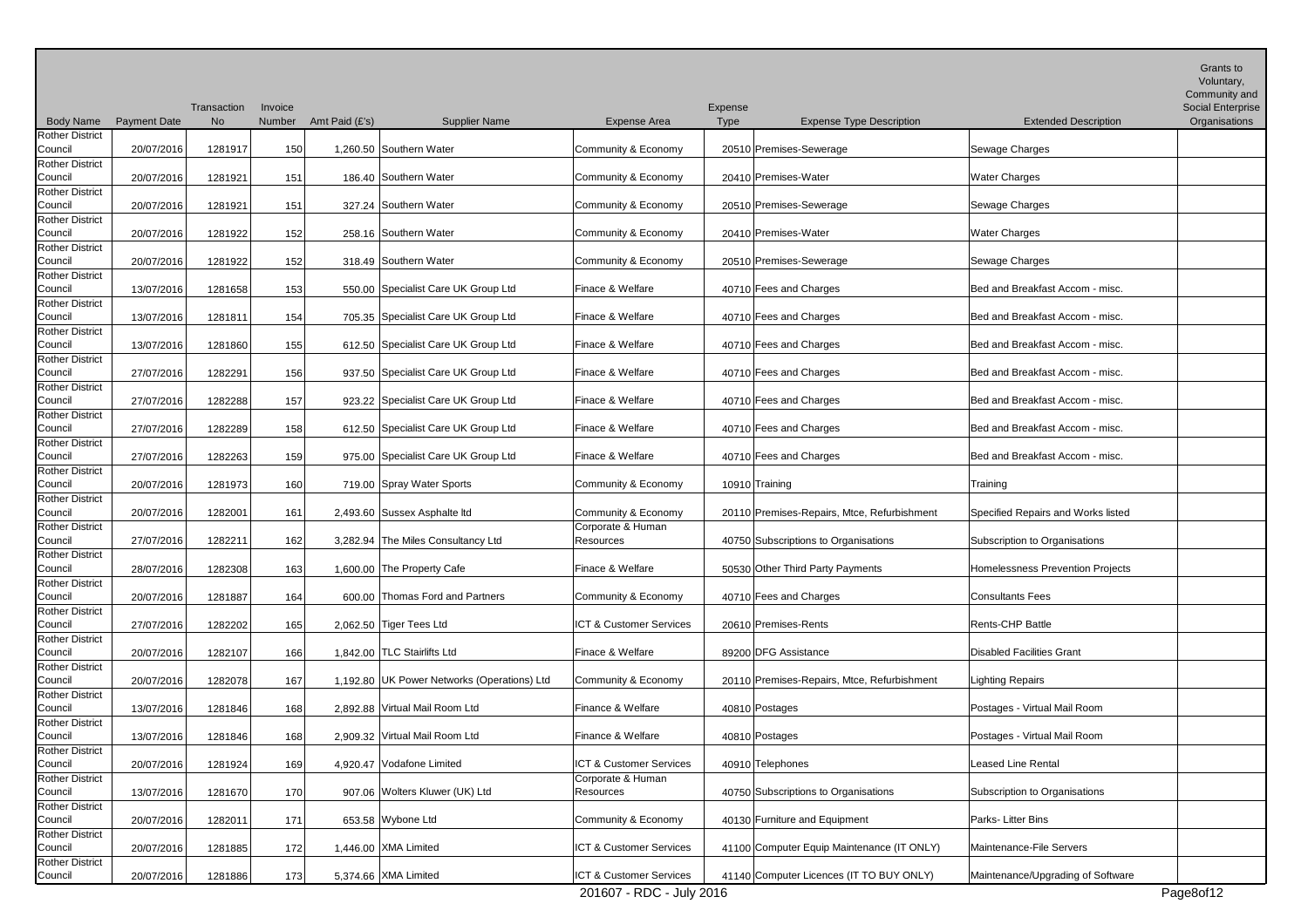| Body Name | Payment Date | Transaction No | Invoice Number | Amt Paid (£'s) | Supplier Name | Expense Area | Expense Type | Expense Type Description | Extended Description | Grants to Voluntary, Community and Social Enterprise Organisations |
|---|---|---|---|---|---|---|---|---|---|---|
| Rother District Council | 20/07/2016 | 1281917 | 150 | 1,260.50 | Southern Water | Community & Economy | 20510 | Premises-Sewerage | Sewage Charges | |
| Rother District Council | 20/07/2016 | 1281921 | 151 | 186.40 | Southern Water | Community & Economy | 20410 | Premises-Water | Water Charges | |
| Rother District Council | 20/07/2016 | 1281921 | 151 | 327.24 | Southern Water | Community & Economy | 20510 | Premises-Sewerage | Sewage Charges | |
| Rother District Council | 20/07/2016 | 1281922 | 152 | 258.16 | Southern Water | Community & Economy | 20410 | Premises-Water | Water Charges | |
| Rother District Council | 20/07/2016 | 1281922 | 152 | 318.49 | Southern Water | Community & Economy | 20510 | Premises-Sewerage | Sewage Charges | |
| Rother District Council | 13/07/2016 | 1281658 | 153 | 550.00 | Specialist Care UK Group Ltd | Finace & Welfare | 40710 | Fees and Charges | Bed and Breakfast Accom - misc. | |
| Rother District Council | 13/07/2016 | 1281811 | 154 | 705.35 | Specialist Care UK Group Ltd | Finace & Welfare | 40710 | Fees and Charges | Bed and Breakfast Accom - misc. | |
| Rother District Council | 13/07/2016 | 1281860 | 155 | 612.50 | Specialist Care UK Group Ltd | Finace & Welfare | 40710 | Fees and Charges | Bed and Breakfast Accom - misc. | |
| Rother District Council | 27/07/2016 | 1282291 | 156 | 937.50 | Specialist Care UK Group Ltd | Finace & Welfare | 40710 | Fees and Charges | Bed and Breakfast Accom - misc. | |
| Rother District Council | 27/07/2016 | 1282288 | 157 | 923.22 | Specialist Care UK Group Ltd | Finace & Welfare | 40710 | Fees and Charges | Bed and Breakfast Accom - misc. | |
| Rother District Council | 27/07/2016 | 1282289 | 158 | 612.50 | Specialist Care UK Group Ltd | Finace & Welfare | 40710 | Fees and Charges | Bed and Breakfast Accom - misc. | |
| Rother District Council | 27/07/2016 | 1282263 | 159 | 975.00 | Specialist Care UK Group Ltd | Finace & Welfare | 40710 | Fees and Charges | Bed and Breakfast Accom - misc. | |
| Rother District Council | 20/07/2016 | 1281973 | 160 | 719.00 | Spray Water Sports | Community & Economy | 10910 | Training | Training | |
| Rother District Council | 20/07/2016 | 1282001 | 161 | 2,493.60 | Sussex Asphalte ltd | Community & Economy | 20110 | Premises-Repairs, Mtce, Refurbishment | Specified Repairs and Works listed | |
| Rother District Council | 27/07/2016 | 1282211 | 162 | 3,282.94 | The Miles Consultancy Ltd | Corporate & Human Resources | 40750 | Subscriptions to Organisations | Subscription to Organisations | |
| Rother District Council | 28/07/2016 | 1282308 | 163 | 1,600.00 | The Property Cafe | Finace & Welfare | 50530 | Other Third Party Payments | Homelessness Prevention Projects | |
| Rother District Council | 20/07/2016 | 1281887 | 164 | 600.00 | Thomas Ford and Partners | Community & Economy | 40710 | Fees and Charges | Consultants Fees | |
| Rother District Council | 27/07/2016 | 1282202 | 165 | 2,062.50 | Tiger Tees Ltd | ICT & Customer Services | 20610 | Premises-Rents | Rents-CHP Battle | |
| Rother District Council | 20/07/2016 | 1282107 | 166 | 1,842.00 | TLC Stairlifts Ltd | Finace & Welfare | 89200 | DFG Assistance | Disabled Facilities Grant | |
| Rother District Council | 20/07/2016 | 1282078 | 167 | 1,192.80 | UK Power Networks (Operations) Ltd | Community & Economy | 20110 | Premises-Repairs, Mtce, Refurbishment | Lighting Repairs | |
| Rother District Council | 13/07/2016 | 1281846 | 168 | 2,892.88 | Virtual Mail Room Ltd | Finance & Welfare | 40810 | Postages | Postages - Virtual Mail Room | |
| Rother District Council | 13/07/2016 | 1281846 | 168 | 2,909.32 | Virtual Mail Room Ltd | Finance & Welfare | 40810 | Postages | Postages - Virtual Mail Room | |
| Rother District Council | 20/07/2016 | 1281924 | 169 | 4,920.47 | Vodafone Limited | ICT & Customer Services | 40910 | Telephones | Leased Line Rental | |
| Rother District Council | 13/07/2016 | 1281670 | 170 | 907.06 | Wolters Kluwer (UK) Ltd | Corporate & Human Resources | 40750 | Subscriptions to Organisations | Subscription to Organisations | |
| Rother District Council | 20/07/2016 | 1282011 | 171 | 653.58 | Wybone Ltd | Community & Economy | 40130 | Furniture and Equipment | Parks- Litter Bins | |
| Rother District Council | 20/07/2016 | 1281885 | 172 | 1,446.00 | XMA Limited | ICT & Customer Services | 41100 | Computer Equip Maintenance (IT ONLY) | Maintenance-File Servers | |
| Rother District Council | 20/07/2016 | 1281886 | 173 | 5,374.66 | XMA Limited | ICT & Customer Services | 41140 | Computer Licences (IT TO BUY ONLY) | Maintenance/Upgrading of Software | |

201607 - RDC - July 2016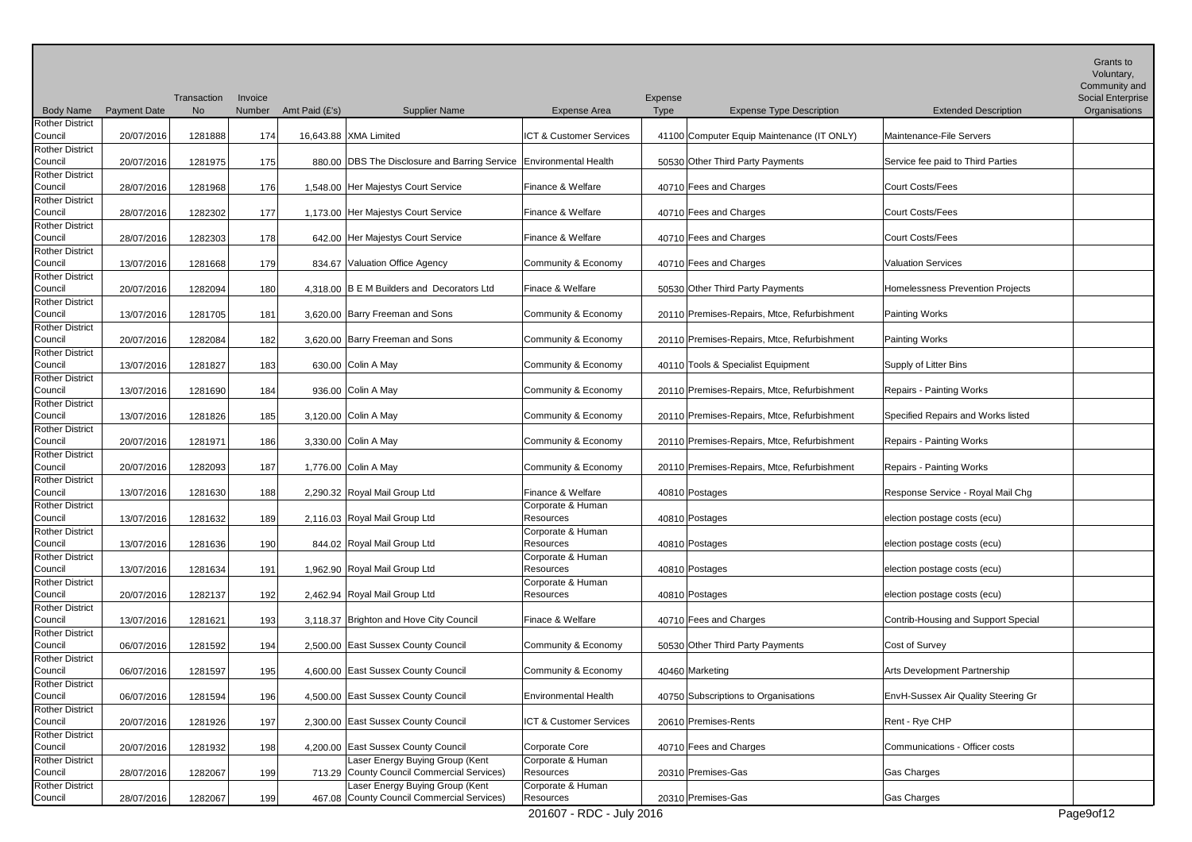| Body Name | Payment Date | Transaction No | Invoice Number | Amt Paid (£'s) | Supplier Name | Expense Area | Expense Type | Expense Type Description | Extended Description | Grants to Voluntary, Community and Social Enterprise Organisations |
|---|---|---|---|---|---|---|---|---|---|---|
| Rother District Council | 20/07/2016 | 1281888 | 174 | 16,643.88 | XMA Limited | ICT & Customer Services | 41100 | Computer Equip Maintenance (IT ONLY) | Maintenance-File Servers | |
| Rother District Council | 20/07/2016 | 1281975 | 175 | 880.00 | DBS The Disclosure and Barring Service | Environmental Health | 50530 | Other Third Party Payments | Service fee paid to Third Parties | |
| Rother District Council | 28/07/2016 | 1281968 | 176 | 1,548.00 | Her Majestys Court Service | Finance & Welfare | 40710 | Fees and Charges | Court Costs/Fees | |
| Rother District Council | 28/07/2016 | 1282302 | 177 | 1,173.00 | Her Majestys Court Service | Finance & Welfare | 40710 | Fees and Charges | Court Costs/Fees | |
| Rother District Council | 28/07/2016 | 1282303 | 178 | 642.00 | Her Majestys Court Service | Finance & Welfare | 40710 | Fees and Charges | Court Costs/Fees | |
| Rother District Council | 13/07/2016 | 1281668 | 179 | 834.67 | Valuation Office Agency | Community & Economy | 40710 | Fees and Charges | Valuation Services | |
| Rother District Council | 20/07/2016 | 1282094 | 180 | 4,318.00 | B E M Builders and Decorators Ltd | Finace & Welfare | 50530 | Other Third Party Payments | Homelessness Prevention Projects | |
| Rother District Council | 13/07/2016 | 1281705 | 181 | 3,620.00 | Barry Freeman and Sons | Community & Economy | 20110 | Premises-Repairs, Mtce, Refurbishment | Painting Works | |
| Rother District Council | 20/07/2016 | 1282084 | 182 | 3,620.00 | Barry Freeman and Sons | Community & Economy | 20110 | Premises-Repairs, Mtce, Refurbishment | Painting Works | |
| Rother District Council | 13/07/2016 | 1281827 | 183 | 630.00 | Colin A May | Community & Economy | 40110 | Tools & Specialist Equipment | Supply of Litter Bins | |
| Rother District Council | 13/07/2016 | 1281690 | 184 | 936.00 | Colin A May | Community & Economy | 20110 | Premises-Repairs, Mtce, Refurbishment | Repairs - Painting Works | |
| Rother District Council | 13/07/2016 | 1281826 | 185 | 3,120.00 | Colin A May | Community & Economy | 20110 | Premises-Repairs, Mtce, Refurbishment | Specified Repairs and Works listed | |
| Rother District Council | 20/07/2016 | 1281971 | 186 | 3,330.00 | Colin A May | Community & Economy | 20110 | Premises-Repairs, Mtce, Refurbishment | Repairs - Painting Works | |
| Rother District Council | 20/07/2016 | 1282093 | 187 | 1,776.00 | Colin A May | Community & Economy | 20110 | Premises-Repairs, Mtce, Refurbishment | Repairs - Painting Works | |
| Rother District Council | 13/07/2016 | 1281630 | 188 | 2,290.32 | Royal Mail Group Ltd | Finance & Welfare | 40810 | Postages | Response Service - Royal Mail Chg | |
| Rother District Council | 13/07/2016 | 1281632 | 189 | 2,116.03 | Royal Mail Group Ltd | Corporate & Human Resources | 40810 | Postages | election postage costs (ecu) | |
| Rother District Council | 13/07/2016 | 1281636 | 190 | 844.02 | Royal Mail Group Ltd | Corporate & Human Resources | 40810 | Postages | election postage costs (ecu) | |
| Rother District Council | 13/07/2016 | 1281634 | 191 | 1,962.90 | Royal Mail Group Ltd | Corporate & Human Resources | 40810 | Postages | election postage costs (ecu) | |
| Rother District Council | 20/07/2016 | 1282137 | 192 | 2,462.94 | Royal Mail Group Ltd | Corporate & Human Resources | 40810 | Postages | election postage costs (ecu) | |
| Rother District Council | 13/07/2016 | 1281621 | 193 | 3,118.37 | Brighton and Hove City Council | Finace & Welfare | 40710 | Fees and Charges | Contrib-Housing and Support Special | |
| Rother District Council | 06/07/2016 | 1281592 | 194 | 2,500.00 | East Sussex County Council | Community & Economy | 50530 | Other Third Party Payments | Cost of Survey | |
| Rother District Council | 06/07/2016 | 1281597 | 195 | 4,600.00 | East Sussex County Council | Community & Economy | 40460 | Marketing | Arts Development Partnership | |
| Rother District Council | 06/07/2016 | 1281594 | 196 | 4,500.00 | East Sussex County Council | Environmental Health | 40750 | Subscriptions to Organisations | EnvH-Sussex Air Quality Steering Gr | |
| Rother District Council | 20/07/2016 | 1281926 | 197 | 2,300.00 | East Sussex County Council | ICT & Customer Services | 20610 | Premises-Rents | Rent - Rye CHP | |
| Rother District Council | 20/07/2016 | 1281932 | 198 | 4,200.00 | East Sussex County Council | Corporate Core | 40710 | Fees and Charges | Communications - Officer costs | |
| Rother District Council | 28/07/2016 | 1282067 | 199 | 713.29 | Laser Energy Buying Group (Kent County Council Commercial Services) | Corporate & Human Resources | 20310 | Premises-Gas | Gas Charges | |
| Rother District Council | 28/07/2016 | 1282067 | 199 | 467.08 | Laser Energy Buying Group (Kent County Council Commercial Services) | Corporate & Human Resources | 20310 | Premises-Gas | Gas Charges | |

201607 - RDC - July 2016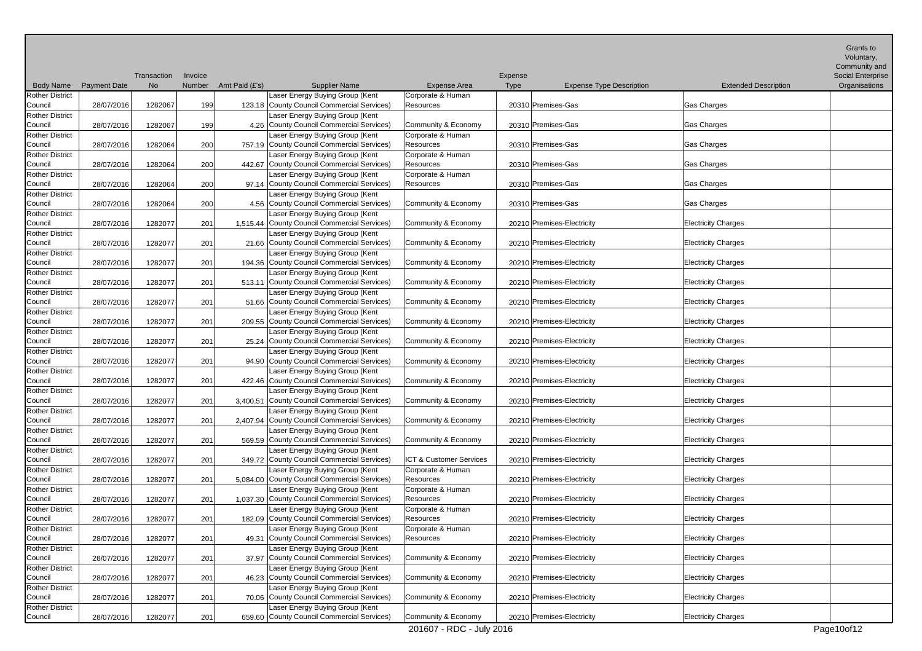| Body Name | Payment Date | Transaction No | Invoice Number | Amt Paid (£'s) | Supplier Name | Expense Area | Expense Type | Expense Type Description | Extended Description | Grants to Voluntary, Community and Social Enterprise Organisations |
|---|---|---|---|---|---|---|---|---|---|---|
| Rother District Council | 28/07/2016 | 1282067 | 199 | 123.18 | Laser Energy Buying Group (Kent County Council Commercial Services) | Corporate & Human Resources | 20310 | Premises-Gas | Gas Charges | |
| Rother District Council | 28/07/2016 | 1282067 | 199 | 4.26 | Laser Energy Buying Group (Kent County Council Commercial Services) | Community & Economy | 20310 | Premises-Gas | Gas Charges | |
| Rother District Council | 28/07/2016 | 1282064 | 200 | 757.19 | Laser Energy Buying Group (Kent County Council Commercial Services) | Corporate & Human Resources | 20310 | Premises-Gas | Gas Charges | |
| Rother District Council | 28/07/2016 | 1282064 | 200 | 442.67 | Laser Energy Buying Group (Kent County Council Commercial Services) | Corporate & Human Resources | 20310 | Premises-Gas | Gas Charges | |
| Rother District Council | 28/07/2016 | 1282064 | 200 | 97.14 | Laser Energy Buying Group (Kent County Council Commercial Services) | Corporate & Human Resources | 20310 | Premises-Gas | Gas Charges | |
| Rother District Council | 28/07/2016 | 1282064 | 200 | 4.56 | Laser Energy Buying Group (Kent County Council Commercial Services) | Community & Economy | 20310 | Premises-Gas | Gas Charges | |
| Rother District Council | 28/07/2016 | 1282077 | 201 | 1,515.44 | Laser Energy Buying Group (Kent County Council Commercial Services) | Community & Economy | 20210 | Premises-Electricity | Electricity Charges | |
| Rother District Council | 28/07/2016 | 1282077 | 201 | 21.66 | Laser Energy Buying Group (Kent County Council Commercial Services) | Community & Economy | 20210 | Premises-Electricity | Electricity Charges | |
| Rother District Council | 28/07/2016 | 1282077 | 201 | 194.36 | Laser Energy Buying Group (Kent County Council Commercial Services) | Community & Economy | 20210 | Premises-Electricity | Electricity Charges | |
| Rother District Council | 28/07/2016 | 1282077 | 201 | 513.11 | Laser Energy Buying Group (Kent County Council Commercial Services) | Community & Economy | 20210 | Premises-Electricity | Electricity Charges | |
| Rother District Council | 28/07/2016 | 1282077 | 201 | 51.66 | Laser Energy Buying Group (Kent County Council Commercial Services) | Community & Economy | 20210 | Premises-Electricity | Electricity Charges | |
| Rother District Council | 28/07/2016 | 1282077 | 201 | 209.55 | Laser Energy Buying Group (Kent County Council Commercial Services) | Community & Economy | 20210 | Premises-Electricity | Electricity Charges | |
| Rother District Council | 28/07/2016 | 1282077 | 201 | 25.24 | Laser Energy Buying Group (Kent County Council Commercial Services) | Community & Economy | 20210 | Premises-Electricity | Electricity Charges | |
| Rother District Council | 28/07/2016 | 1282077 | 201 | 94.90 | Laser Energy Buying Group (Kent County Council Commercial Services) | Community & Economy | 20210 | Premises-Electricity | Electricity Charges | |
| Rother District Council | 28/07/2016 | 1282077 | 201 | 422.46 | Laser Energy Buying Group (Kent County Council Commercial Services) | Community & Economy | 20210 | Premises-Electricity | Electricity Charges | |
| Rother District Council | 28/07/2016 | 1282077 | 201 | 3,400.51 | Laser Energy Buying Group (Kent County Council Commercial Services) | Community & Economy | 20210 | Premises-Electricity | Electricity Charges | |
| Rother District Council | 28/07/2016 | 1282077 | 201 | 2,407.94 | Laser Energy Buying Group (Kent County Council Commercial Services) | Community & Economy | 20210 | Premises-Electricity | Electricity Charges | |
| Rother District Council | 28/07/2016 | 1282077 | 201 | 569.59 | Laser Energy Buying Group (Kent County Council Commercial Services) | Community & Economy | 20210 | Premises-Electricity | Electricity Charges | |
| Rother District Council | 28/07/2016 | 1282077 | 201 | 349.72 | Laser Energy Buying Group (Kent County Council Commercial Services) | ICT & Customer Services | 20210 | Premises-Electricity | Electricity Charges | |
| Rother District Council | 28/07/2016 | 1282077 | 201 | 5,084.00 | Laser Energy Buying Group (Kent County Council Commercial Services) | Corporate & Human Resources | 20210 | Premises-Electricity | Electricity Charges | |
| Rother District Council | 28/07/2016 | 1282077 | 201 | 1,037.30 | Laser Energy Buying Group (Kent County Council Commercial Services) | Corporate & Human Resources | 20210 | Premises-Electricity | Electricity Charges | |
| Rother District Council | 28/07/2016 | 1282077 | 201 | 182.09 | Laser Energy Buying Group (Kent County Council Commercial Services) | Corporate & Human Resources | 20210 | Premises-Electricity | Electricity Charges | |
| Rother District Council | 28/07/2016 | 1282077 | 201 | 49.31 | Laser Energy Buying Group (Kent County Council Commercial Services) | Corporate & Human Resources | 20210 | Premises-Electricity | Electricity Charges | |
| Rother District Council | 28/07/2016 | 1282077 | 201 | 37.97 | Laser Energy Buying Group (Kent County Council Commercial Services) | Community & Economy | 20210 | Premises-Electricity | Electricity Charges | |
| Rother District Council | 28/07/2016 | 1282077 | 201 | 46.23 | Laser Energy Buying Group (Kent County Council Commercial Services) | Community & Economy | 20210 | Premises-Electricity | Electricity Charges | |
| Rother District Council | 28/07/2016 | 1282077 | 201 | 70.06 | Laser Energy Buying Group (Kent County Council Commercial Services) | Community & Economy | 20210 | Premises-Electricity | Electricity Charges | |
| Rother District Council | 28/07/2016 | 1282077 | 201 | 659.60 | Laser Energy Buying Group (Kent County Council Commercial Services) | Community & Economy | 20210 | Premises-Electricity | Electricity Charges | |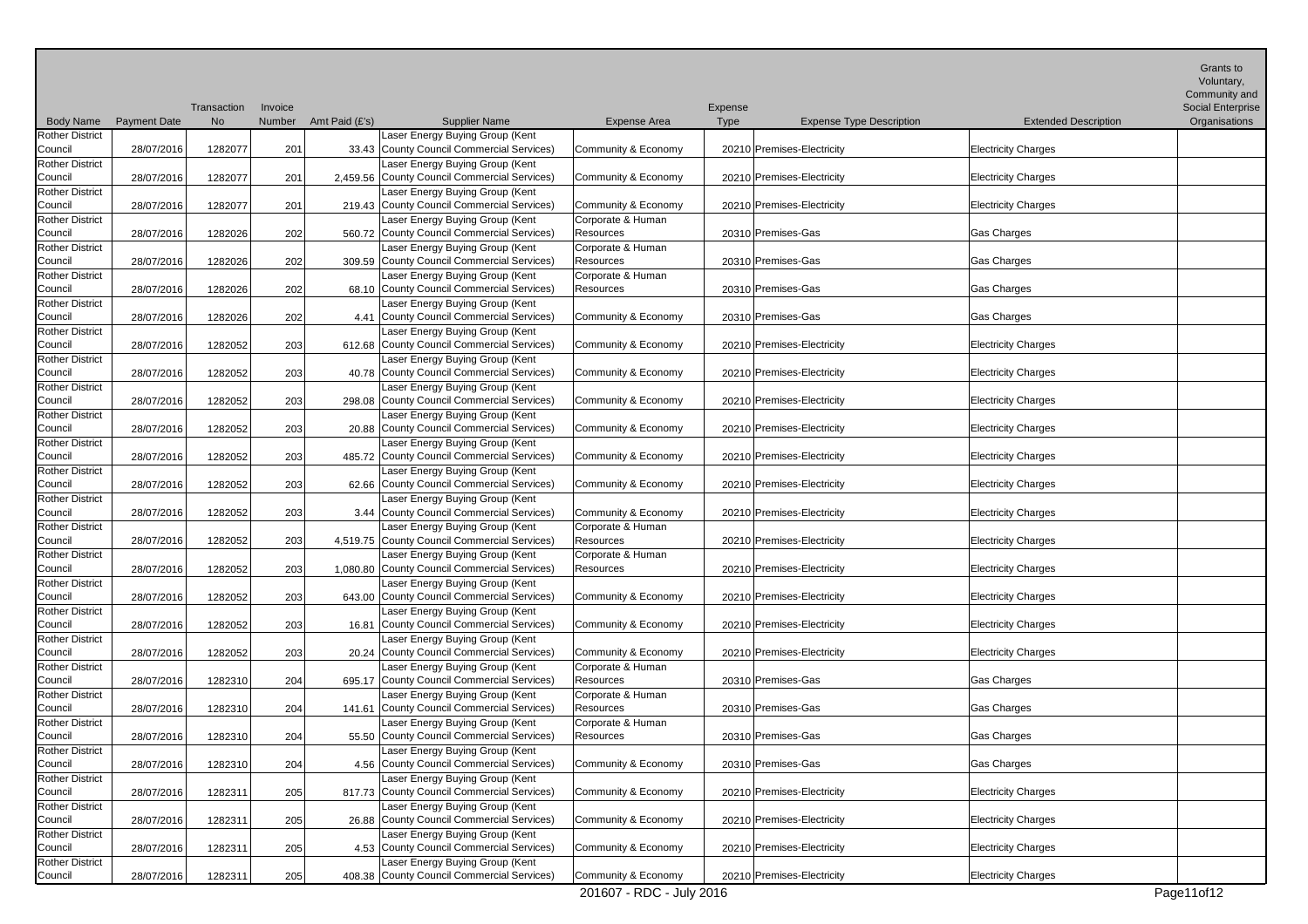| Body Name | Payment Date | Transaction No | Invoice Number | Amt Paid (£'s) | Supplier Name | Expense Area | Expense Type | Expense Type Description | Extended Description | Grants to Voluntary, Community and Social Enterprise Organisations |
|---|---|---|---|---|---|---|---|---|---|---|
| Rother District Council | 28/07/2016 | 1282077 | 201 | 33.43 | Laser Energy Buying Group (Kent County Council Commercial Services) | Community & Economy | 20210 | Premises-Electricity | Electricity Charges | |
| Rother District Council | 28/07/2016 | 1282077 | 201 | 2,459.56 | Laser Energy Buying Group (Kent County Council Commercial Services) | Community & Economy | 20210 | Premises-Electricity | Electricity Charges | |
| Rother District Council | 28/07/2016 | 1282077 | 201 | 219.43 | Laser Energy Buying Group (Kent County Council Commercial Services) | Community & Economy | 20210 | Premises-Electricity | Electricity Charges | |
| Rother District Council | 28/07/2016 | 1282026 | 202 | 560.72 | Laser Energy Buying Group (Kent County Council Commercial Services) | Corporate & Human Resources | 20310 | Premises-Gas | Gas Charges | |
| Rother District Council | 28/07/2016 | 1282026 | 202 | 309.59 | Laser Energy Buying Group (Kent County Council Commercial Services) | Corporate & Human Resources | 20310 | Premises-Gas | Gas Charges | |
| Rother District Council | 28/07/2016 | 1282026 | 202 | 68.10 | Laser Energy Buying Group (Kent County Council Commercial Services) | Corporate & Human Resources | 20310 | Premises-Gas | Gas Charges | |
| Rother District Council | 28/07/2016 | 1282026 | 202 | 4.41 | Laser Energy Buying Group (Kent County Council Commercial Services) | Community & Economy | 20310 | Premises-Gas | Gas Charges | |
| Rother District Council | 28/07/2016 | 1282052 | 203 | 612.68 | Laser Energy Buying Group (Kent County Council Commercial Services) | Community & Economy | 20210 | Premises-Electricity | Electricity Charges | |
| Rother District Council | 28/07/2016 | 1282052 | 203 | 40.78 | Laser Energy Buying Group (Kent County Council Commercial Services) | Community & Economy | 20210 | Premises-Electricity | Electricity Charges | |
| Rother District Council | 28/07/2016 | 1282052 | 203 | 298.08 | Laser Energy Buying Group (Kent County Council Commercial Services) | Community & Economy | 20210 | Premises-Electricity | Electricity Charges | |
| Rother District Council | 28/07/2016 | 1282052 | 203 | 20.88 | Laser Energy Buying Group (Kent County Council Commercial Services) | Community & Economy | 20210 | Premises-Electricity | Electricity Charges | |
| Rother District Council | 28/07/2016 | 1282052 | 203 | 485.72 | Laser Energy Buying Group (Kent County Council Commercial Services) | Community & Economy | 20210 | Premises-Electricity | Electricity Charges | |
| Rother District Council | 28/07/2016 | 1282052 | 203 | 62.66 | Laser Energy Buying Group (Kent County Council Commercial Services) | Community & Economy | 20210 | Premises-Electricity | Electricity Charges | |
| Rother District Council | 28/07/2016 | 1282052 | 203 | 3.44 | Laser Energy Buying Group (Kent County Council Commercial Services) | Community & Economy | 20210 | Premises-Electricity | Electricity Charges | |
| Rother District Council | 28/07/2016 | 1282052 | 203 | 4,519.75 | Laser Energy Buying Group (Kent County Council Commercial Services) | Corporate & Human Resources | 20210 | Premises-Electricity | Electricity Charges | |
| Rother District Council | 28/07/2016 | 1282052 | 203 | 1,080.80 | Laser Energy Buying Group (Kent County Council Commercial Services) | Corporate & Human Resources | 20210 | Premises-Electricity | Electricity Charges | |
| Rother District Council | 28/07/2016 | 1282052 | 203 | 643.00 | Laser Energy Buying Group (Kent County Council Commercial Services) | Community & Economy | 20210 | Premises-Electricity | Electricity Charges | |
| Rother District Council | 28/07/2016 | 1282052 | 203 | 16.81 | Laser Energy Buying Group (Kent County Council Commercial Services) | Community & Economy | 20210 | Premises-Electricity | Electricity Charges | |
| Rother District Council | 28/07/2016 | 1282052 | 203 | 20.24 | Laser Energy Buying Group (Kent County Council Commercial Services) | Community & Economy | 20210 | Premises-Electricity | Electricity Charges | |
| Rother District Council | 28/07/2016 | 1282310 | 204 | 695.17 | Laser Energy Buying Group (Kent County Council Commercial Services) | Corporate & Human Resources | 20310 | Premises-Gas | Gas Charges | |
| Rother District Council | 28/07/2016 | 1282310 | 204 | 141.61 | Laser Energy Buying Group (Kent County Council Commercial Services) | Corporate & Human Resources | 20310 | Premises-Gas | Gas Charges | |
| Rother District Council | 28/07/2016 | 1282310 | 204 | 55.50 | Laser Energy Buying Group (Kent County Council Commercial Services) | Corporate & Human Resources | 20310 | Premises-Gas | Gas Charges | |
| Rother District Council | 28/07/2016 | 1282310 | 204 | 4.56 | Laser Energy Buying Group (Kent County Council Commercial Services) | Community & Economy | 20310 | Premises-Gas | Gas Charges | |
| Rother District Council | 28/07/2016 | 1282311 | 205 | 817.73 | Laser Energy Buying Group (Kent County Council Commercial Services) | Community & Economy | 20210 | Premises-Electricity | Electricity Charges | |
| Rother District Council | 28/07/2016 | 1282311 | 205 | 26.88 | Laser Energy Buying Group (Kent County Council Commercial Services) | Community & Economy | 20210 | Premises-Electricity | Electricity Charges | |
| Rother District Council | 28/07/2016 | 1282311 | 205 | 4.53 | Laser Energy Buying Group (Kent County Council Commercial Services) | Community & Economy | 20210 | Premises-Electricity | Electricity Charges | |
| Rother District Council | 28/07/2016 | 1282311 | 205 | 408.38 | Laser Energy Buying Group (Kent County Council Commercial Services) | Community & Economy | 20210 | Premises-Electricity | Electricity Charges | |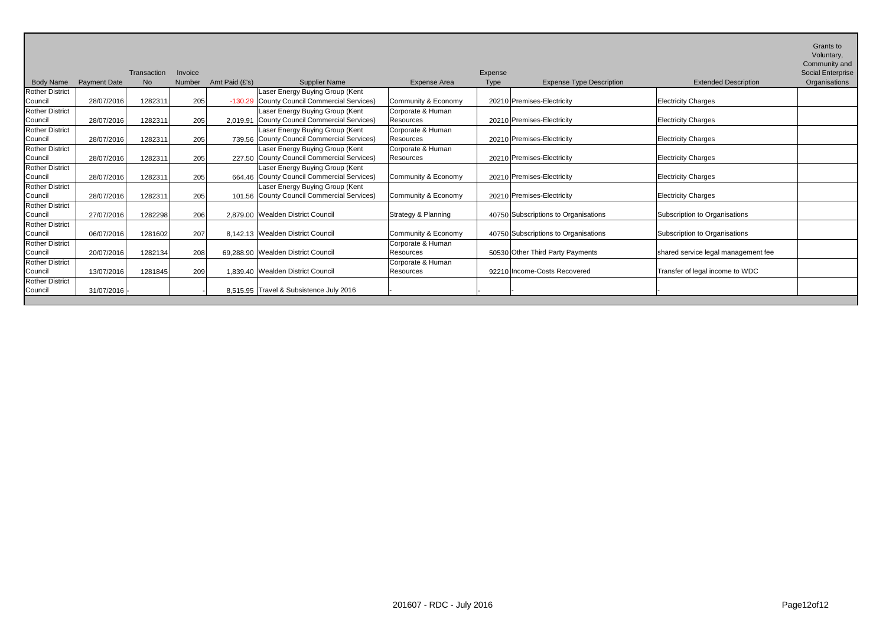| Body Name | Payment Date | Transaction No | Invoice Number | Amt Paid (£'s) | Supplier Name | Expense Area | Expense Type | Expense Type Description | Extended Description | Grants to Voluntary, Community and Social Enterprise Organisations |
|---|---|---|---|---|---|---|---|---|---|---|
| Rother District Council | 28/07/2016 | 1282311 | 205 | -130.29 | Laser Energy Buying Group (Kent County Council Commercial Services) | Community & Economy | 20210 | Premises-Electricity | Electricity Charges | |
| Rother District Council | 28/07/2016 | 1282311 | 205 | 2,019.91 | Laser Energy Buying Group (Kent County Council Commercial Services) | Corporate & Human Resources | 20210 | Premises-Electricity | Electricity Charges | |
| Rother District Council | 28/07/2016 | 1282311 | 205 | 739.56 | Laser Energy Buying Group (Kent County Council Commercial Services) | Corporate & Human Resources | 20210 | Premises-Electricity | Electricity Charges | |
| Rother District Council | 28/07/2016 | 1282311 | 205 | 227.50 | Laser Energy Buying Group (Kent County Council Commercial Services) | Corporate & Human Resources | 20210 | Premises-Electricity | Electricity Charges | |
| Rother District Council | 28/07/2016 | 1282311 | 205 | 664.46 | Laser Energy Buying Group (Kent County Council Commercial Services) | Community & Economy | 20210 | Premises-Electricity | Electricity Charges | |
| Rother District Council | 28/07/2016 | 1282311 | 205 | 101.56 | Laser Energy Buying Group (Kent County Council Commercial Services) | Community & Economy | 20210 | Premises-Electricity | Electricity Charges | |
| Rother District Council | 27/07/2016 | 1282298 | 206 | 2,879.00 | Wealden District Council | Strategy & Planning | 40750 | Subscriptions to Organisations | Subscription to Organisations | |
| Rother District Council | 06/07/2016 | 1281602 | 207 | 8,142.13 | Wealden District Council | Community & Economy | 40750 | Subscriptions to Organisations | Subscription to Organisations | |
| Rother District Council | 20/07/2016 | 1282134 | 208 | 69,288.90 | Wealden District Council | Corporate & Human Resources | 50530 | Other Third Party Payments | shared service legal management fee | |
| Rother District Council | 13/07/2016 | 1281845 | 209 | 1,839.40 | Wealden District Council | Corporate & Human Resources | 92210 | Income-Costs Recovered | Transfer of legal income to WDC | |
| Rother District Council | 31/07/2016 | - | - | 8,515.95 | Travel & Subsistence July 2016 | - | - | - | - | |

201607 - RDC - July 2016